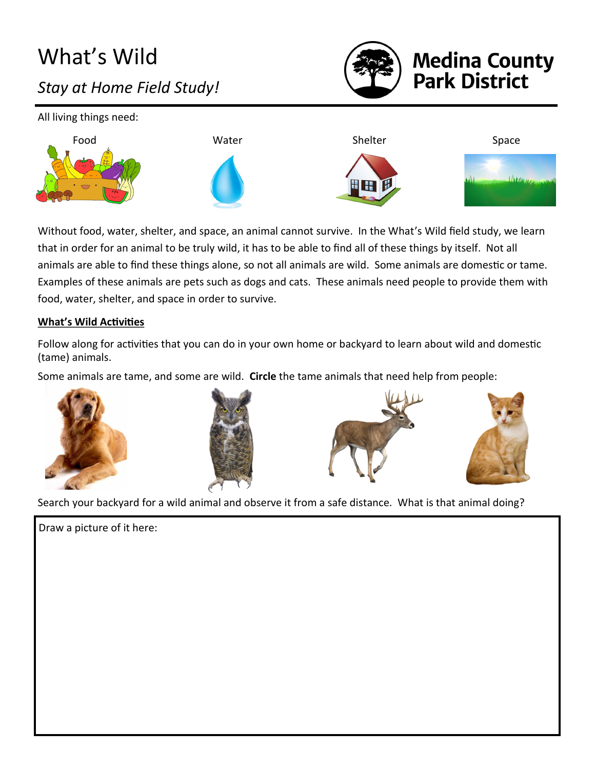# What's Wild

*Stay at Home Field Study!*

Medina County Park District

All living things need:

Food | Water | Shelter | Space

Without food, water, shelter, and space, an animal cannot survive. In the What's Wild field study, we learn that in order for an animal to be truly wild, it has to be able to find all of these things by itself. Not all animals are able to find these things alone, so not all animals are wild. Some animals are domestic or tame. Examples of these animals are pets such as dogs and cats. These animals need people to provide them with food, water, shelter, and space in order to survive.

**What's Wild Activities**

Follow along for activities that you can do in your own home or backyard to learn about wild and domestic (tame) animals.

Some animals are tame, and some are wild. **Circle** the tame animals that need help from people:

Search your backyard for a wild animal and observe it from a safe distance. What is that animal doing?

Draw a picture of it here: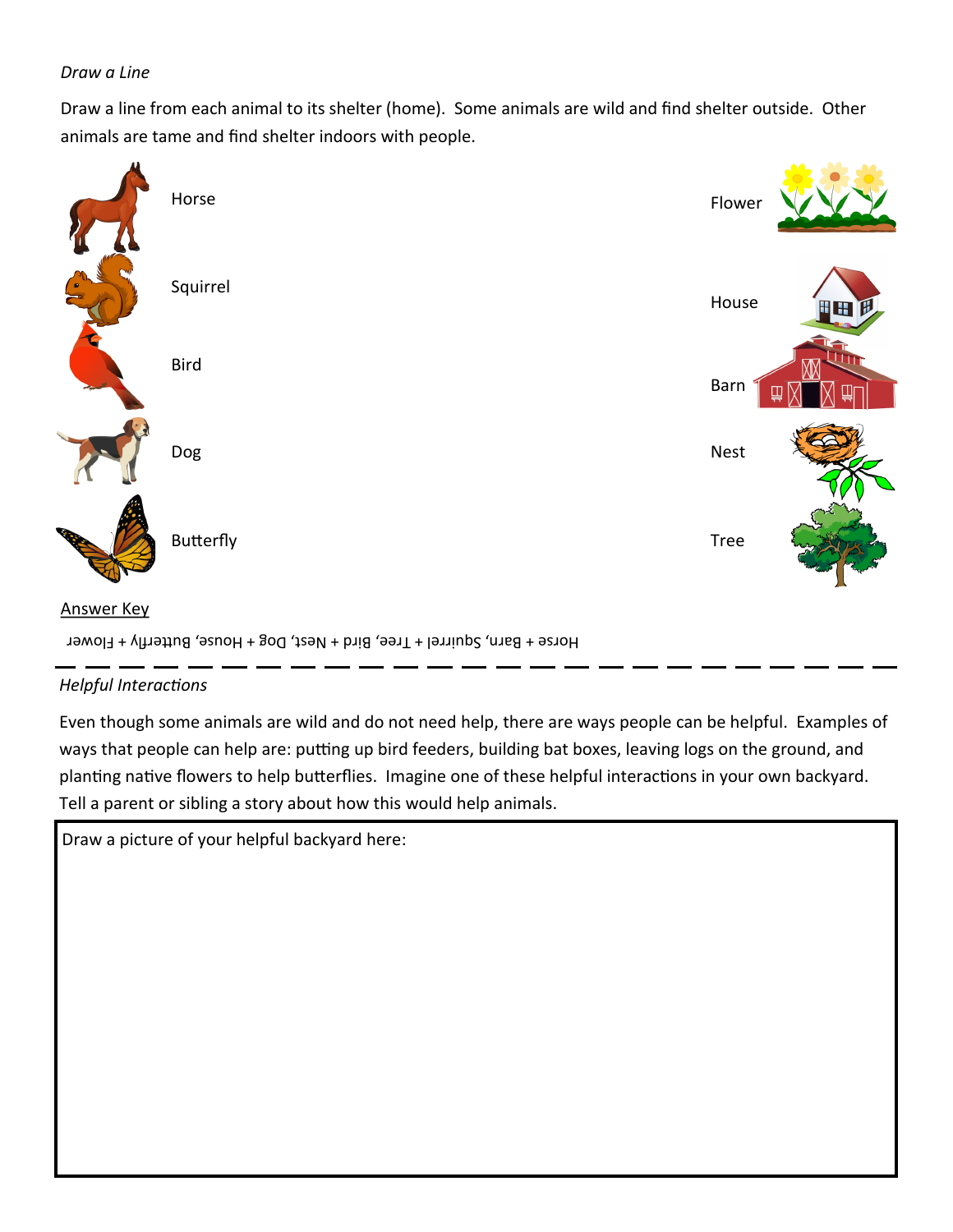*Draw a Line*

Draw a line from each animal to its shelter (home). Some animals are wild and find shelter outside. Other animals are tame and find shelter indoors with people.

| | |
|---|---|
| Horse | Flower |
| Squirrel | House |
| Bird | Barn |
| Dog | Nest |
| Butterfly | Tree |

Answer Key

Horse + Barn, Squirrel + Tree, Bird + Nest, Dog + House, Butterfly + Flower

---

*Helpful Interactions*

Even though some animals are wild and do not need help, there are ways people can be helpful. Examples of ways that people can help are: putting up bird feeders, building bat boxes, leaving logs on the ground, and planting native flowers to help butterflies. Imagine one of these helpful interactions in your own backyard. Tell a parent or sibling a story about how this would help animals.

Draw a picture of your helpful backyard here: